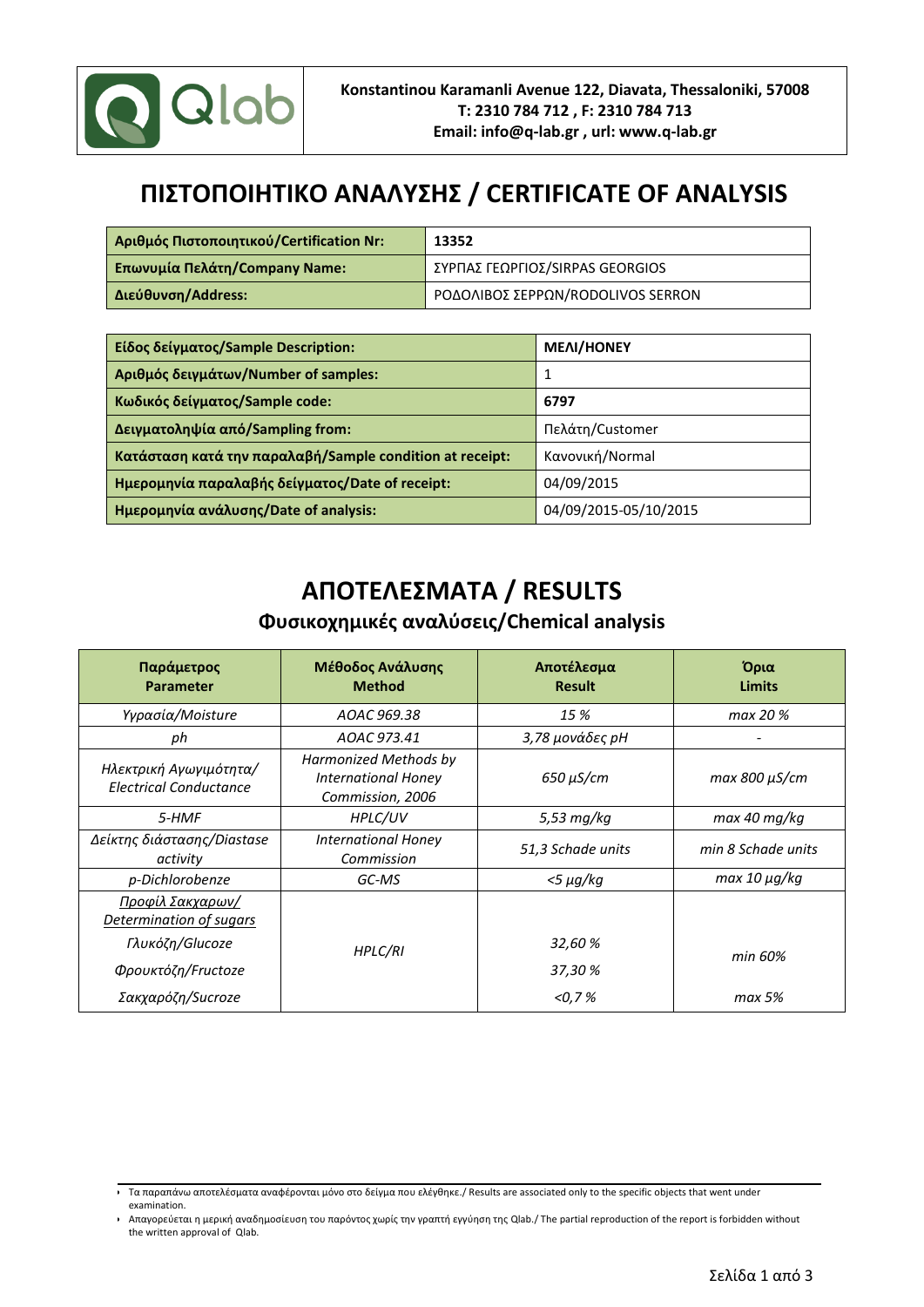Konstantinou Karamanli Avenue 122, Diavata, Thessaloniki, 57008
T: 2310 784 712 , F: 2310 784 713
Email: info@q-lab.gr , url: www.q-lab.gr

# ΠΙΣΤΟΠΟΙΗΤΙΚΟ ΑΝΑΛΥΣΗΣ / CERTIFICATE OF ANALYSIS

| | |
|---|---|
| **Αριθμός Πιστοποιητικού/Certification Nr:** | **13352** |
| **Επωνυμία Πελάτη/Company Name:** | ΣΥΡΠΑΣ ΓΕΩΡΓΙΟΣ/SIRPAS GEORGIOS |
| **Διεύθυνση/Address:** | ΡΟΔΟΛΙΒΟΣ ΣΕΡΡΩΝ/RODOLIVOS SERRON |

| | |
|---|---|
| **Είδος δείγματος/Sample Description:** | **ΜΕΛΙ/HONEY** |
| **Αριθμός δειγμάτων/Number of samples:** | 1 |
| **Κωδικός δείγματος/Sample code:** | **6797** |
| **Δειγματοληψία από/Sampling from:** | Πελάτη/Customer |
| **Κατάσταση κατά την παραλαβή/Sample condition at receipt:** | Κανονική/Normal |
| **Ημερομηνία παραλαβής δείγματος/Date of receipt:** | 04/09/2015 |
| **Ημερομηνία ανάλυσης/Date of analysis:** | 04/09/2015-05/10/2015 |

# ΑΠΟΤΕΛΕΣΜΑΤΑ / RESULTS

## Φυσικοχημικές αναλύσεις/Chemical analysis

| Παράμετρος Parameter | Μέθοδος Ανάλυσης Method | Αποτέλεσμα Result | Όρια Limits |
|---|---|---|---|
| *Υγρασία/Moisture* | *AOAC 969.38* | *15 %* | *max 20 %* |
| *ph* | *AOAC 973.41* | *3,78 μονάδες pH* | *-* |
| *Ηλεκτρική Αγωγιμότητα/ Electrical Conductance* | *Harmonized Methods by International Honey Commission, 2006* | *650 μS/cm* | *max 800 μS/cm* |
| *5-HMF* | *HPLC/UV* | *5,53 mg/kg* | *max 40 mg/kg* |
| *Δείκτης διάστασης/Diastase activity* | *International Honey Commission* | *51,3 Schade units* | *min 8 Schade units* |
| *p-Dichlorobenze* | *GC-MS* | *<5 μg/kg* | *max 10 μg/kg* |
| *Προφίλ Σακχαρων/ Determination of sugars* | *HPLC/RI* | | |
| *Γλυκόζη/Glucoze* | | *32,60 %* | *min 60%* |
| *Φρουκτόζη/Fructoze* | | *37,30 %* | |
| *Σακχαρόζη/Sucroze* | | *<0,7 %* | *max 5%* |

- Τα παραπάνω αποτελέσματα αναφέρονται μόνο στο δείγμα που ελέγθηκε./ Results are associated only to the specific objects that went under examination.
- Απαγορεύεται η μερική αναδημοσίευση του παρόντος χωρίς την γραπτή εγγύηση της Qlab./ The partial reproduction of the report is forbidden without the written approval of Qlab.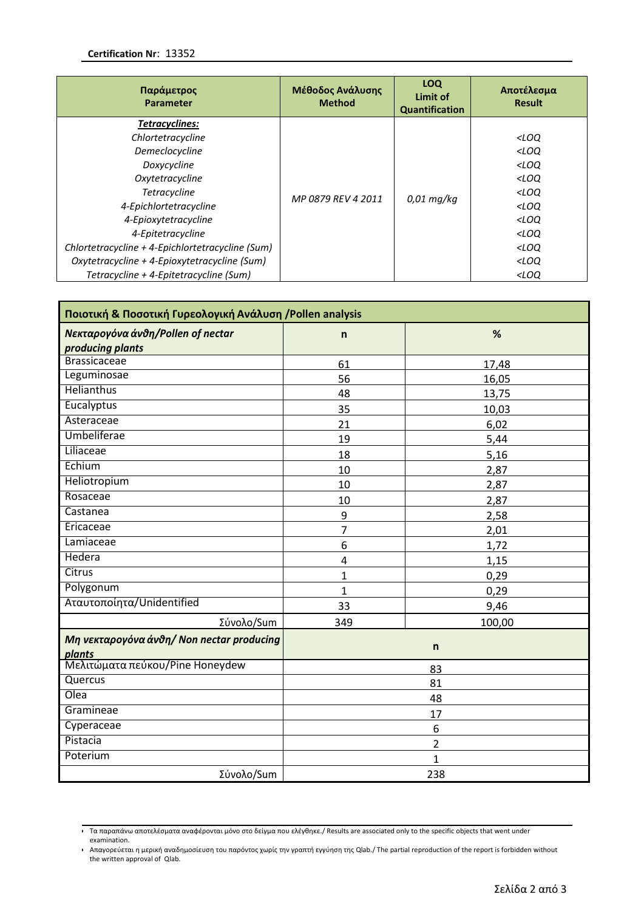**Certification Nr**: 13352

| Παράμετρος<br>Parameter | Μέθοδος Ανάλυσης<br>Method | LOQ<br>Limit of Quantification | Αποτέλεσμα<br>Result |
|---|---|---|---|
| ***Tetracyclines:*** | | | |
| *Chlortetracycline* | *MP 0879 REV 4 2011* | *0,01 mg/kg* | *<LOQ* |
| *Demeclocycline* | | | *<LOQ* |
| *Doxycycline* | | | *<LOQ* |
| *Oxytetracycline* | | | *<LOQ* |
| *Tetracycline* | | | *<LOQ* |
| *4-Epichlortetracycline* | | | *<LOQ* |
| *4-Epioxytetracycline* | | | *<LOQ* |
| *4-Epitetracycline* | | | *<LOQ* |
| *Chlortetracycline + 4-Epichlortetracycline (Sum)* | | | *<LOQ* |
| *Oxytetracycline + 4-Epioxytetracycline (Sum)* | | | *<LOQ* |
| *Tetracycline + 4-Epitetracycline (Sum)* | | | *<LOQ* |

| **Ποιοτική & Ποσοτική Γυρεολογική Ανάλυση /Pollen analysis** | | |
|---|---|---|
| ***Νεκταρογόνα άνθη/Pollen of nectar producing plants*** | **n** | **%** |
| Brassicaceae | 61 | 17,48 |
| Leguminosae | 56 | 16,05 |
| Helianthus | 48 | 13,75 |
| Eucalyptus | 35 | 10,03 |
| Asteraceae | 21 | 6,02 |
| Umbeliferae | 19 | 5,44 |
| Liliaceae | 18 | 5,16 |
| Echium | 10 | 2,87 |
| Heliotropium | 10 | 2,87 |
| Rosaceae | 10 | 2,87 |
| Castanea | 9 | 2,58 |
| Ericaceae | 7 | 2,01 |
| Lamiaceae | 6 | 1,72 |
| Hedera | 4 | 1,15 |
| Citrus | 1 | 0,29 |
| Polygonum | 1 | 0,29 |
| Αταυτοποίητα/Unidentified | 33 | 9,46 |
| Σύνολο/Sum | 349 | 100,00 |

| ***Μη νεκταρογόνα άνθη/ Non nectar producing plants*** | **n** |
|---|---|
| Μελιτώματα πεύκου/Pine Honeydew | 83 |
| Quercus | 81 |
| Olea | 48 |
| Gramineae | 17 |
| Cyperaceae | 6 |
| Pistacia | 2 |
| Poterium | 1 |
| Σύνολο/Sum | 238 |

- Τα παραπάνω αποτελέσματα αναφέρονται μόνο στο δείγμα που ελέγθηκε./ Results are associated only to the specific objects that went under examination.
- Απαγορεύεται η μερική αναδημοσίευση του παρόντος χωρίς την γραπτή εγγύηση της Qlab./ The partial reproduction of the report is forbidden without the written approval of Qlab.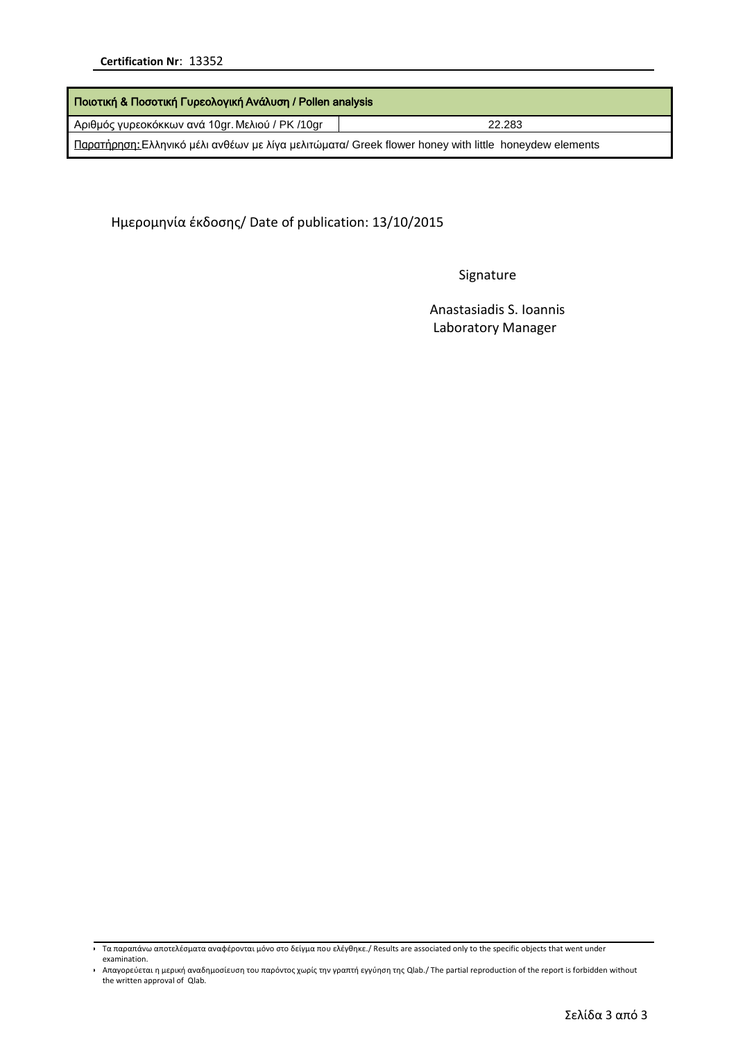**Certification Nr**: 13352

| Ποιοτική & Ποσοτική Γυρεολογική Ανάλυση / Pollen analysis | |
|---|---|
| Αριθμός γυρεοκόκκων ανά 10gr. Μελιού / PK /10gr | 22.283 |
| Παρατήρηση: Ελληνικό μέλι ανθέων με λίγα μελιτώματα/ Greek flower honey with little honeydew elements | |

Ημερομηνία έκδοσης/ Date of publication: 13/10/2015

Signature

Anastasiadis S. Ioannis
Laboratory Manager

- Τα παραπάνω αποτελέσματα αναφέρονται μόνο στο δείγμα που ελέγθηκε./ Results are associated only to the specific objects that went under examination.
- Απαγορεύεται η μερική αναδημοσίευση του παρόντος χωρίς την γραπτή εγγύηση της Qlab./ The partial reproduction of the report is forbidden without the written approval of Qlab.